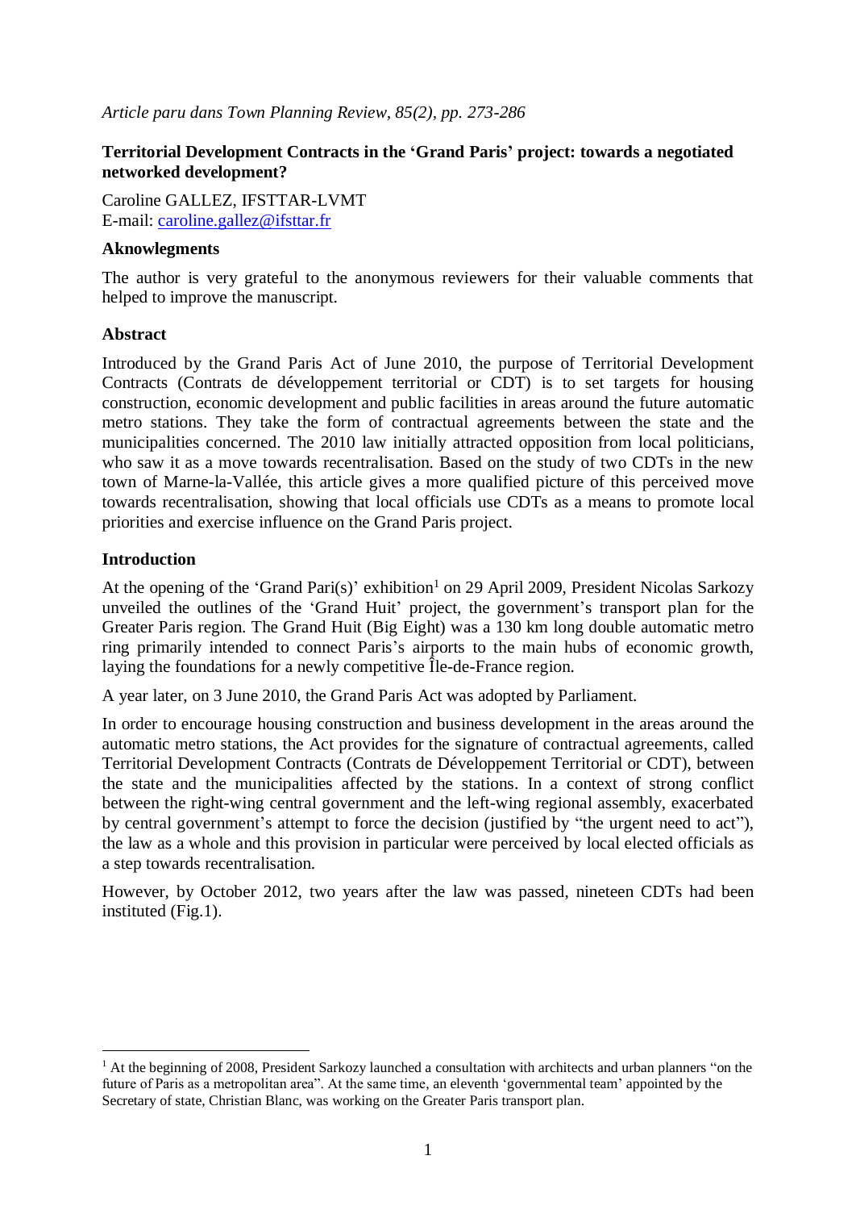*Article paru dans Town Planning Review, 85(2), pp. 273-286*

**Territorial Development Contracts in the 'Grand Paris' project: towards a negotiated networked development?**

Caroline GALLEZ, IFSTTAR-LVMT
E-mail: caroline.gallez@ifsttar.fr

**Aknowlegments**

The author is very grateful to the anonymous reviewers for their valuable comments that helped to improve the manuscript.

**Abstract**

Introduced by the Grand Paris Act of June 2010, the purpose of Territorial Development Contracts (Contrats de développement territorial or CDT) is to set targets for housing construction, economic development and public facilities in areas around the future automatic metro stations. They take the form of contractual agreements between the state and the municipalities concerned. The 2010 law initially attracted opposition from local politicians, who saw it as a move towards recentralisation. Based on the study of two CDTs in the new town of Marne-la-Vallée, this article gives a more qualified picture of this perceived move towards recentralisation, showing that local officials use CDTs as a means to promote local priorities and exercise influence on the Grand Paris project.

**Introduction**

At the opening of the 'Grand Pari(s)' exhibition[1] on 29 April 2009, President Nicolas Sarkozy unveiled the outlines of the 'Grand Huit' project, the government's transport plan for the Greater Paris region. The Grand Huit (Big Eight) was a 130 km long double automatic metro ring primarily intended to connect Paris's airports to the main hubs of economic growth, laying the foundations for a newly competitive Île-de-France region.

A year later, on 3 June 2010, the Grand Paris Act was adopted by Parliament.

In order to encourage housing construction and business development in the areas around the automatic metro stations, the Act provides for the signature of contractual agreements, called Territorial Development Contracts (Contrats de Développement Territorial or CDT), between the state and the municipalities affected by the stations. In a context of strong conflict between the right-wing central government and the left-wing regional assembly, exacerbated by central government's attempt to force the decision (justified by "the urgent need to act"), the law as a whole and this provision in particular were perceived by local elected officials as a step towards recentralisation.

However, by October 2012, two years after the law was passed, nineteen CDTs had been instituted (Fig.1).

[1] At the beginning of 2008, President Sarkozy launched a consultation with architects and urban planners "on the future of Paris as a metropolitan area". At the same time, an eleventh 'governmental team' appointed by the Secretary of state, Christian Blanc, was working on the Greater Paris transport plan.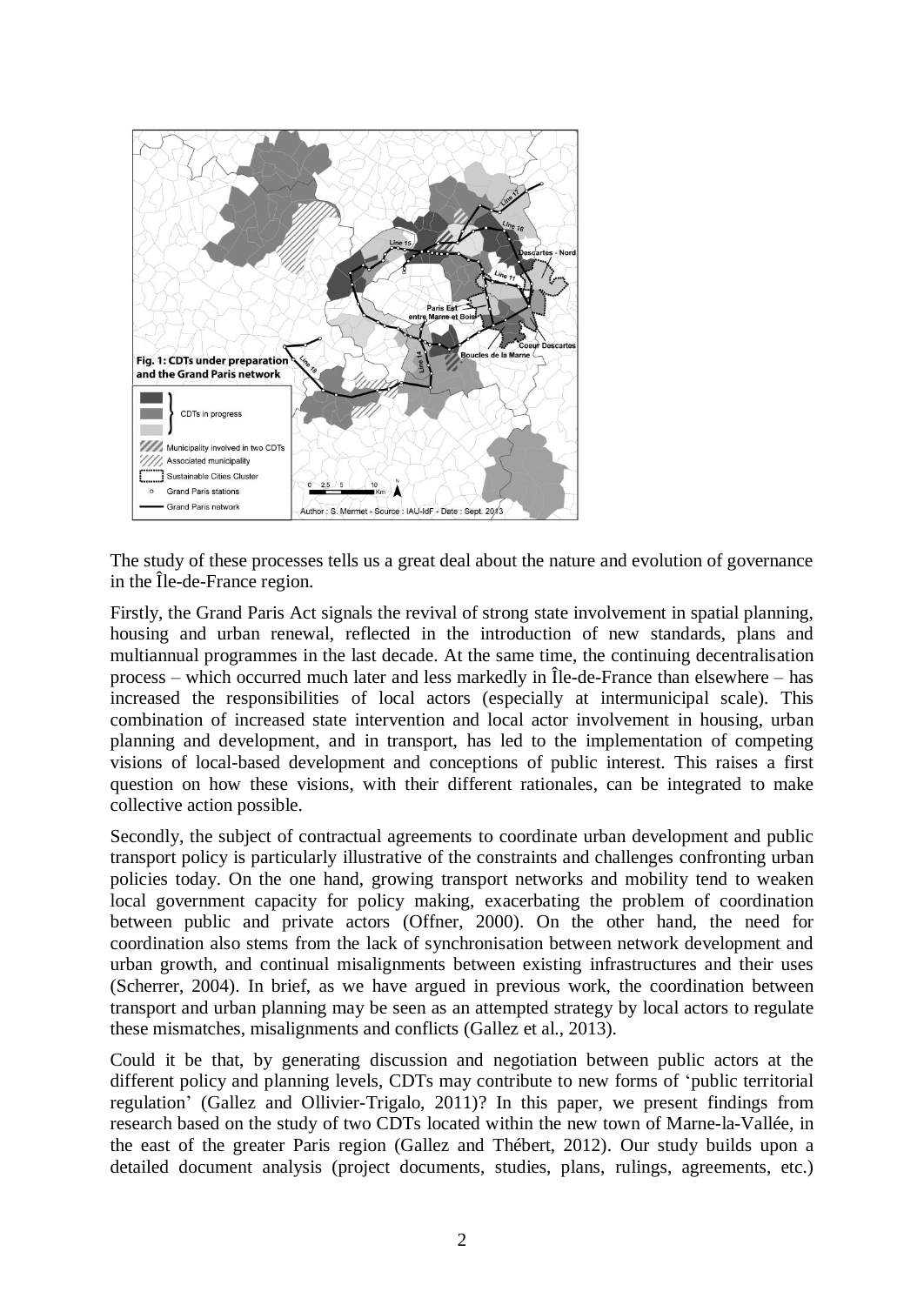The study of these processes tells us a great deal about the nature and evolution of governance in the Île-de-France region.

Firstly, the Grand Paris Act signals the revival of strong state involvement in spatial planning, housing and urban renewal, reflected in the introduction of new standards, plans and multiannual programmes in the last decade. At the same time, the continuing decentralisation process – which occurred much later and less markedly in Île-de-France than elsewhere – has increased the responsibilities of local actors (especially at intermunicipal scale). This combination of increased state intervention and local actor involvement in housing, urban planning and development, and in transport, has led to the implementation of competing visions of local-based development and conceptions of public interest. This raises a first question on how these visions, with their different rationales, can be integrated to make collective action possible.

Secondly, the subject of contractual agreements to coordinate urban development and public transport policy is particularly illustrative of the constraints and challenges confronting urban policies today. On the one hand, growing transport networks and mobility tend to weaken local government capacity for policy making, exacerbating the problem of coordination between public and private actors (Offner, 2000). On the other hand, the need for coordination also stems from the lack of synchronisation between network development and urban growth, and continual misalignments between existing infrastructures and their uses (Scherrer, 2004). In brief, as we have argued in previous work, the coordination between transport and urban planning may be seen as an attempted strategy by local actors to regulate these mismatches, misalignments and conflicts (Gallez et al., 2013).

Could it be that, by generating discussion and negotiation between public actors at the different policy and planning levels, CDTs may contribute to new forms of 'public territorial regulation' (Gallez and Ollivier-Trigalo, 2011)? In this paper, we present findings from research based on the study of two CDTs located within the new town of Marne-la-Vallée, in the east of the greater Paris region (Gallez and Thébert, 2012). Our study builds upon a detailed document analysis (project documents, studies, plans, rulings, agreements, etc.)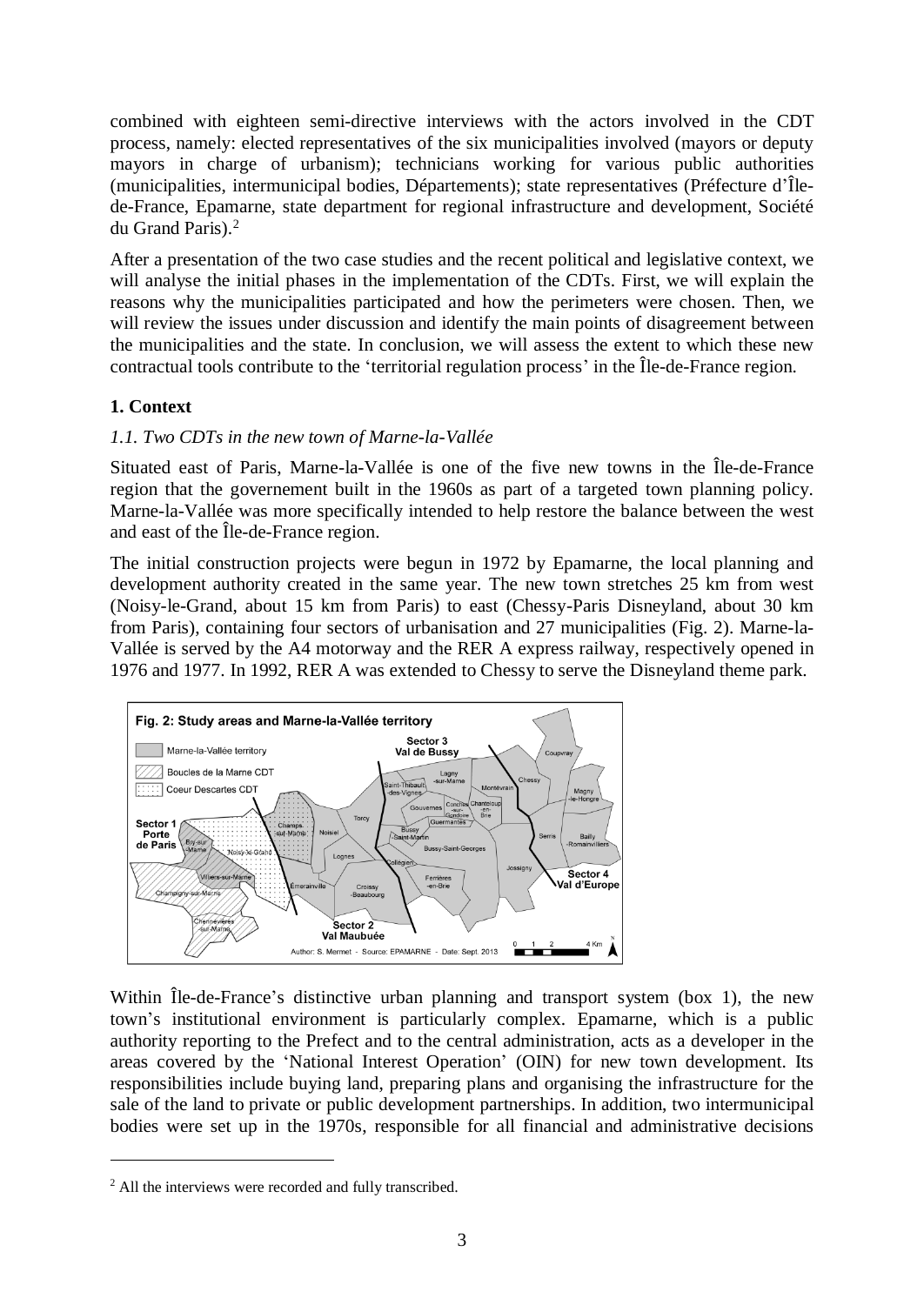combined with eighteen semi-directive interviews with the actors involved in the CDT process, namely: elected representatives of the six municipalities involved (mayors or deputy mayors in charge of urbanism); technicians working for various public authorities (municipalities, intermunicipal bodies, Départements); state representatives (Préfecture d'Île-de-France, Epamarne, state department for regional infrastructure and development, Société du Grand Paris).[2]

After a presentation of the two case studies and the recent political and legislative context, we will analyse the initial phases in the implementation of the CDTs. First, we will explain the reasons why the municipalities participated and how the perimeters were chosen. Then, we will review the issues under discussion and identify the main points of disagreement between the municipalities and the state. In conclusion, we will assess the extent to which these new contractual tools contribute to the 'territorial regulation process' in the Île-de-France region.

## 1. Context

### *1.1. Two CDTs in the new town of Marne-la-Vallée*

Situated east of Paris, Marne-la-Vallée is one of the five new towns in the Île-de-France region that the governement built in the 1960s as part of a targeted town planning policy. Marne-la-Vallée was more specifically intended to help restore the balance between the west and east of the Île-de-France region.

The initial construction projects were begun in 1972 by Epamarne, the local planning and development authority created in the same year. The new town stretches 25 km from west (Noisy-le-Grand, about 15 km from Paris) to east (Chessy-Paris Disneyland, about 30 km from Paris), containing four sectors of urbanisation and 27 municipalities (Fig. 2). Marne-la-Vallée is served by the A4 motorway and the RER A express railway, respectively opened in 1976 and 1977. In 1992, RER A was extended to Chessy to serve the Disneyland theme park.

**Fig. 2: Study areas and Marne-la-Vallée territory**

Author: S. Mermet - Source: EPAMARNE - Date: Sept. 2013

Within Île-de-France's distinctive urban planning and transport system (box 1), the new town's institutional environment is particularly complex. Epamarne, which is a public authority reporting to the Prefect and to the central administration, acts as a developer in the areas covered by the 'National Interest Operation' (OIN) for new town development. Its responsibilities include buying land, preparing plans and organising the infrastructure for the sale of the land to private or public development partnerships. In addition, two intermunicipal bodies were set up in the 1970s, responsible for all financial and administrative decisions

[2] All the interviews were recorded and fully transcribed.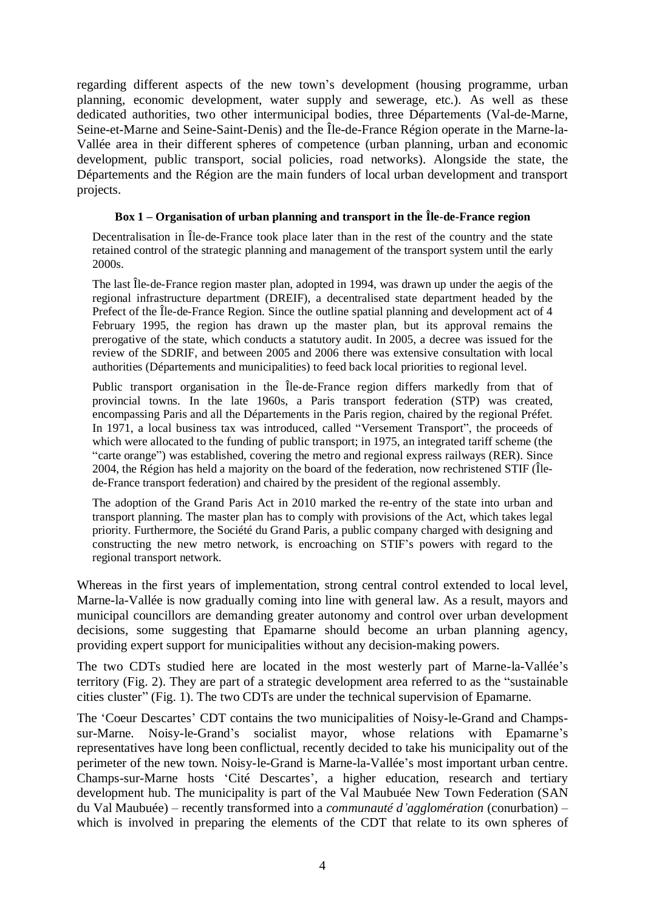regarding different aspects of the new town's development (housing programme, urban planning, economic development, water supply and sewerage, etc.). As well as these dedicated authorities, two other intermunicipal bodies, three Départements (Val-de-Marne, Seine-et-Marne and Seine-Saint-Denis) and the Île-de-France Région operate in the Marne-la-Vallée area in their different spheres of competence (urban planning, urban and economic development, public transport, social policies, road networks). Alongside the state, the Départements and the Région are the main funders of local urban development and transport projects.

**Box 1 – Organisation of urban planning and transport in the Île-de-France region**

Decentralisation in Île-de-France took place later than in the rest of the country and the state retained control of the strategic planning and management of the transport system until the early 2000s.

The last Île-de-France region master plan, adopted in 1994, was drawn up under the aegis of the regional infrastructure department (DREIF), a decentralised state department headed by the Prefect of the Île-de-France Region. Since the outline spatial planning and development act of 4 February 1995, the region has drawn up the master plan, but its approval remains the prerogative of the state, which conducts a statutory audit. In 2005, a decree was issued for the review of the SDRIF, and between 2005 and 2006 there was extensive consultation with local authorities (Départements and municipalities) to feed back local priorities to regional level.

Public transport organisation in the Île-de-France region differs markedly from that of provincial towns. In the late 1960s, a Paris transport federation (STP) was created, encompassing Paris and all the Départements in the Paris region, chaired by the regional Préfet. In 1971, a local business tax was introduced, called "Versement Transport", the proceeds of which were allocated to the funding of public transport; in 1975, an integrated tariff scheme (the "carte orange") was established, covering the metro and regional express railways (RER). Since 2004, the Région has held a majority on the board of the federation, now rechristened STIF (Île-de-France transport federation) and chaired by the president of the regional assembly.

The adoption of the Grand Paris Act in 2010 marked the re-entry of the state into urban and transport planning. The master plan has to comply with provisions of the Act, which takes legal priority. Furthermore, the Société du Grand Paris, a public company charged with designing and constructing the new metro network, is encroaching on STIF's powers with regard to the regional transport network.

Whereas in the first years of implementation, strong central control extended to local level, Marne-la-Vallée is now gradually coming into line with general law. As a result, mayors and municipal councillors are demanding greater autonomy and control over urban development decisions, some suggesting that Epamarne should become an urban planning agency, providing expert support for municipalities without any decision-making powers.

The two CDTs studied here are located in the most westerly part of Marne-la-Vallée's territory (Fig. 2). They are part of a strategic development area referred to as the "sustainable cities cluster" (Fig. 1). The two CDTs are under the technical supervision of Epamarne.

The 'Coeur Descartes' CDT contains the two municipalities of Noisy-le-Grand and Champs-sur-Marne. Noisy-le-Grand's socialist mayor, whose relations with Epamarne's representatives have long been conflictual, recently decided to take his municipality out of the perimeter of the new town. Noisy-le-Grand is Marne-la-Vallée's most important urban centre. Champs-sur-Marne hosts 'Cité Descartes', a higher education, research and tertiary development hub. The municipality is part of the Val Maubuée New Town Federation (SAN du Val Maubuée) – recently transformed into a *communauté d'agglomération* (conurbation) – which is involved in preparing the elements of the CDT that relate to its own spheres of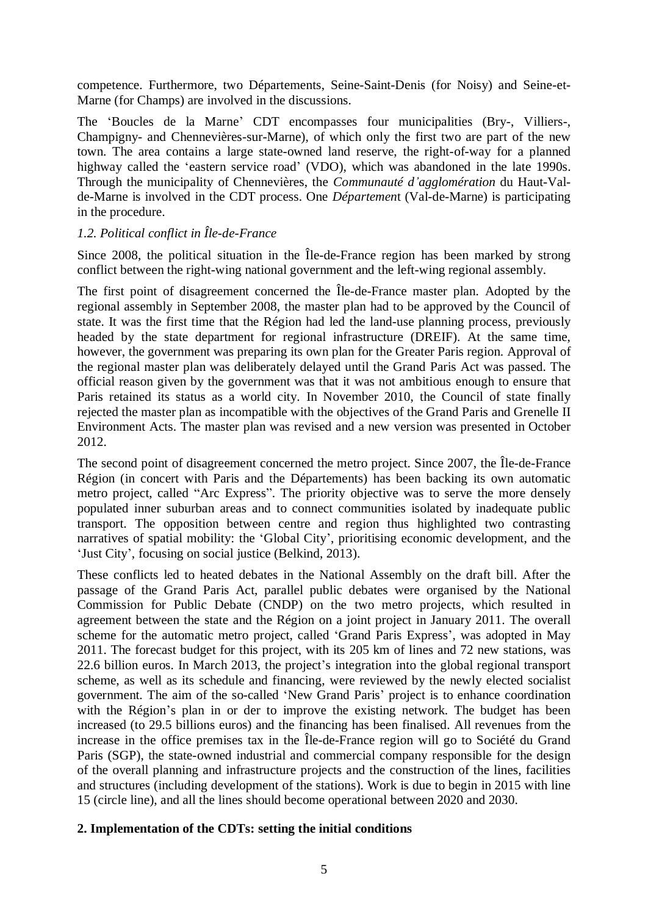competence. Furthermore, two Départements, Seine-Saint-Denis (for Noisy) and Seine-et-Marne (for Champs) are involved in the discussions.

The 'Boucles de la Marne' CDT encompasses four municipalities (Bry-, Villiers-, Champigny- and Chennevières-sur-Marne), of which only the first two are part of the new town. The area contains a large state-owned land reserve, the right-of-way for a planned highway called the 'eastern service road' (VDO), which was abandoned in the late 1990s. Through the municipality of Chennevières, the *Communauté d'agglomération* du Haut-Val-de-Marne is involved in the CDT process. One *Département* (Val-de-Marne) is participating in the procedure.

### *1.2. Political conflict in Île-de-France*

Since 2008, the political situation in the Île-de-France region has been marked by strong conflict between the right-wing national government and the left-wing regional assembly.

The first point of disagreement concerned the Île-de-France master plan. Adopted by the regional assembly in September 2008, the master plan had to be approved by the Council of state. It was the first time that the Région had led the land-use planning process, previously headed by the state department for regional infrastructure (DREIF). At the same time, however, the government was preparing its own plan for the Greater Paris region. Approval of the regional master plan was deliberately delayed until the Grand Paris Act was passed. The official reason given by the government was that it was not ambitious enough to ensure that Paris retained its status as a world city. In November 2010, the Council of state finally rejected the master plan as incompatible with the objectives of the Grand Paris and Grenelle II Environment Acts. The master plan was revised and a new version was presented in October 2012.

The second point of disagreement concerned the metro project. Since 2007, the Île-de-France Région (in concert with Paris and the Départements) has been backing its own automatic metro project, called "Arc Express". The priority objective was to serve the more densely populated inner suburban areas and to connect communities isolated by inadequate public transport. The opposition between centre and region thus highlighted two contrasting narratives of spatial mobility: the 'Global City', prioritising economic development, and the 'Just City', focusing on social justice (Belkind, 2013).

These conflicts led to heated debates in the National Assembly on the draft bill. After the passage of the Grand Paris Act, parallel public debates were organised by the National Commission for Public Debate (CNDP) on the two metro projects, which resulted in agreement between the state and the Région on a joint project in January 2011. The overall scheme for the automatic metro project, called 'Grand Paris Express', was adopted in May 2011. The forecast budget for this project, with its 205 km of lines and 72 new stations, was 22.6 billion euros. In March 2013, the project's integration into the global regional transport scheme, as well as its schedule and financing, were reviewed by the newly elected socialist government. The aim of the so-called 'New Grand Paris' project is to enhance coordination with the Région's plan in or der to improve the existing network. The budget has been increased (to 29.5 billions euros) and the financing has been finalised. All revenues from the increase in the office premises tax in the Île-de-France region will go to Société du Grand Paris (SGP), the state-owned industrial and commercial company responsible for the design of the overall planning and infrastructure projects and the construction of the lines, facilities and structures (including development of the stations). Work is due to begin in 2015 with line 15 (circle line), and all the lines should become operational between 2020 and 2030.

## **2. Implementation of the CDTs: setting the initial conditions**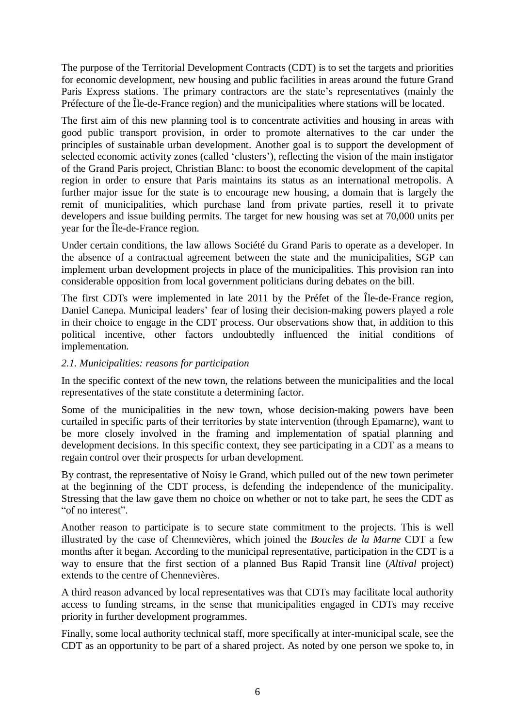The purpose of the Territorial Development Contracts (CDT) is to set the targets and priorities for economic development, new housing and public facilities in areas around the future Grand Paris Express stations. The primary contractors are the state's representatives (mainly the Préfecture of the Île-de-France region) and the municipalities where stations will be located.

The first aim of this new planning tool is to concentrate activities and housing in areas with good public transport provision, in order to promote alternatives to the car under the principles of sustainable urban development. Another goal is to support the development of selected economic activity zones (called 'clusters'), reflecting the vision of the main instigator of the Grand Paris project, Christian Blanc: to boost the economic development of the capital region in order to ensure that Paris maintains its status as an international metropolis. A further major issue for the state is to encourage new housing, a domain that is largely the remit of municipalities, which purchase land from private parties, resell it to private developers and issue building permits. The target for new housing was set at 70,000 units per year for the Île-de-France region.

Under certain conditions, the law allows Société du Grand Paris to operate as a developer. In the absence of a contractual agreement between the state and the municipalities, SGP can implement urban development projects in place of the municipalities. This provision ran into considerable opposition from local government politicians during debates on the bill.

The first CDTs were implemented in late 2011 by the Préfet of the Île-de-France region, Daniel Canepa. Municipal leaders' fear of losing their decision-making powers played a role in their choice to engage in the CDT process. Our observations show that, in addition to this political incentive, other factors undoubtedly influenced the initial conditions of implementation.

### *2.1. Municipalities: reasons for participation*

In the specific context of the new town, the relations between the municipalities and the local representatives of the state constitute a determining factor.

Some of the municipalities in the new town, whose decision-making powers have been curtailed in specific parts of their territories by state intervention (through Epamarne), want to be more closely involved in the framing and implementation of spatial planning and development decisions. In this specific context, they see participating in a CDT as a means to regain control over their prospects for urban development.

By contrast, the representative of Noisy le Grand, which pulled out of the new town perimeter at the beginning of the CDT process, is defending the independence of the municipality. Stressing that the law gave them no choice on whether or not to take part, he sees the CDT as "of no interest".

Another reason to participate is to secure state commitment to the projects. This is well illustrated by the case of Chennevières, which joined the *Boucles de la Marne* CDT a few months after it began. According to the municipal representative, participation in the CDT is a way to ensure that the first section of a planned Bus Rapid Transit line (*Altival* project) extends to the centre of Chennevières.

A third reason advanced by local representatives was that CDTs may facilitate local authority access to funding streams, in the sense that municipalities engaged in CDTs may receive priority in further development programmes.

Finally, some local authority technical staff, more specifically at inter-municipal scale, see the CDT as an opportunity to be part of a shared project. As noted by one person we spoke to, in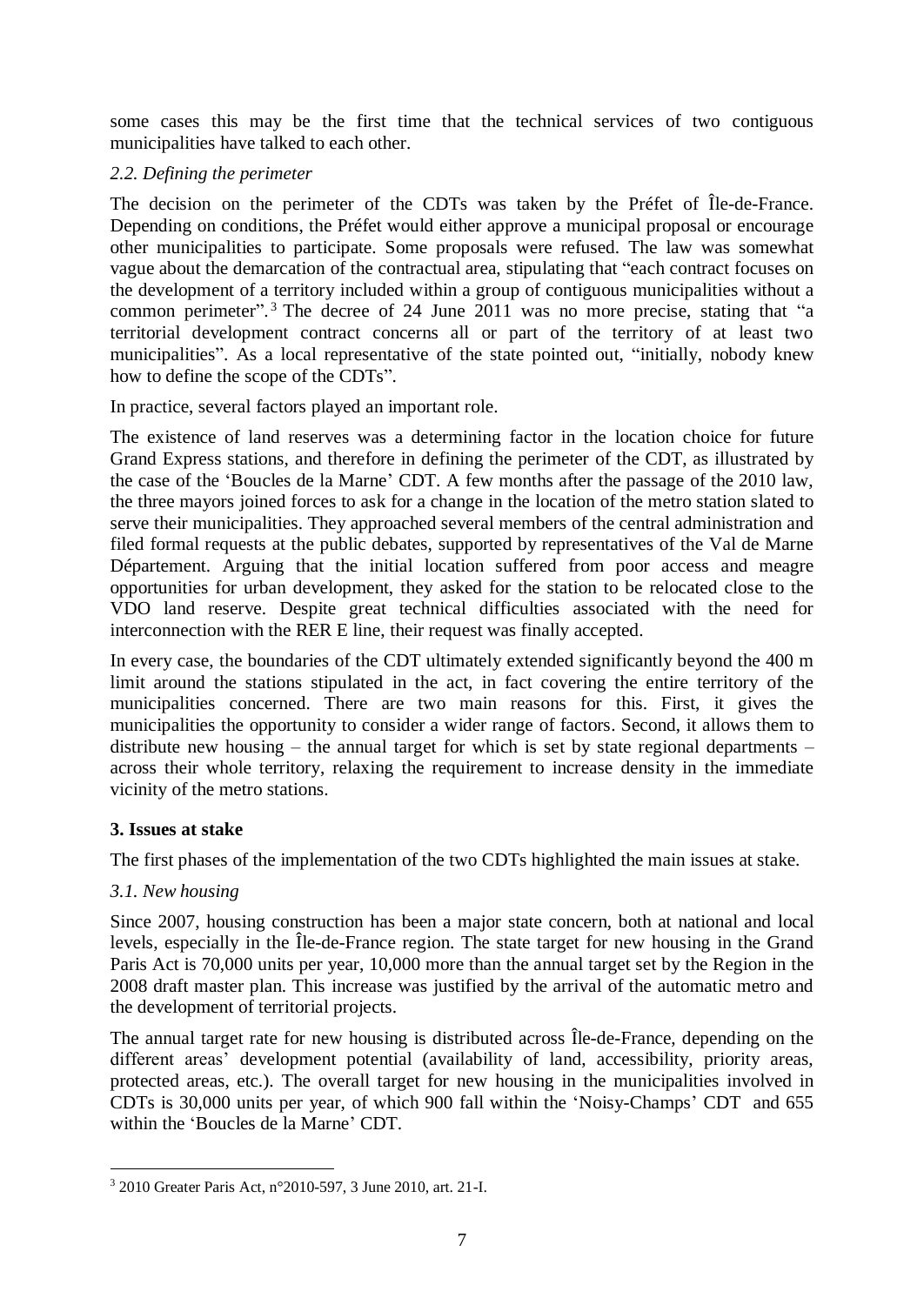some cases this may be the first time that the technical services of two contiguous municipalities have talked to each other.

### *2.2. Defining the perimeter*

The decision on the perimeter of the CDTs was taken by the Préfet of Île-de-France. Depending on conditions, the Préfet would either approve a municipal proposal or encourage other municipalities to participate. Some proposals were refused. The law was somewhat vague about the demarcation of the contractual area, stipulating that "each contract focuses on the development of a territory included within a group of contiguous municipalities without a common perimeter".[3] The decree of 24 June 2011 was no more precise, stating that "a territorial development contract concerns all or part of the territory of at least two municipalities". As a local representative of the state pointed out, "initially, nobody knew how to define the scope of the CDTs".

In practice, several factors played an important role.

The existence of land reserves was a determining factor in the location choice for future Grand Express stations, and therefore in defining the perimeter of the CDT, as illustrated by the case of the 'Boucles de la Marne' CDT. A few months after the passage of the 2010 law, the three mayors joined forces to ask for a change in the location of the metro station slated to serve their municipalities. They approached several members of the central administration and filed formal requests at the public debates, supported by representatives of the Val de Marne Département. Arguing that the initial location suffered from poor access and meagre opportunities for urban development, they asked for the station to be relocated close to the VDO land reserve. Despite great technical difficulties associated with the need for interconnection with the RER E line, their request was finally accepted.

In every case, the boundaries of the CDT ultimately extended significantly beyond the 400 m limit around the stations stipulated in the act, in fact covering the entire territory of the municipalities concerned. There are two main reasons for this. First, it gives the municipalities the opportunity to consider a wider range of factors. Second, it allows them to distribute new housing – the annual target for which is set by state regional departments – across their whole territory, relaxing the requirement to increase density in the immediate vicinity of the metro stations.

## **3. Issues at stake**

The first phases of the implementation of the two CDTs highlighted the main issues at stake.

### *3.1. New housing*

Since 2007, housing construction has been a major state concern, both at national and local levels, especially in the Île-de-France region. The state target for new housing in the Grand Paris Act is 70,000 units per year, 10,000 more than the annual target set by the Region in the 2008 draft master plan. This increase was justified by the arrival of the automatic metro and the development of territorial projects.

The annual target rate for new housing is distributed across Île-de-France, depending on the different areas' development potential (availability of land, accessibility, priority areas, protected areas, etc.). The overall target for new housing in the municipalities involved in CDTs is 30,000 units per year, of which 900 fall within the 'Noisy-Champs' CDT and 655 within the 'Boucles de la Marne' CDT.

---

[3] 2010 Greater Paris Act, n°2010-597, 3 June 2010, art. 21-I.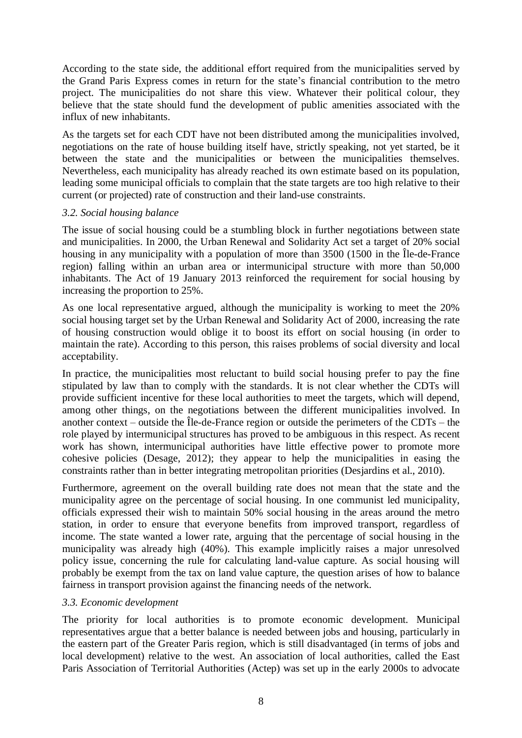According to the state side, the additional effort required from the municipalities served by the Grand Paris Express comes in return for the state's financial contribution to the metro project. The municipalities do not share this view. Whatever their political colour, they believe that the state should fund the development of public amenities associated with the influx of new inhabitants.

As the targets set for each CDT have not been distributed among the municipalities involved, negotiations on the rate of house building itself have, strictly speaking, not yet started, be it between the state and the municipalities or between the municipalities themselves. Nevertheless, each municipality has already reached its own estimate based on its population, leading some municipal officials to complain that the state targets are too high relative to their current (or projected) rate of construction and their land-use constraints.

### *3.2. Social housing balance*

The issue of social housing could be a stumbling block in further negotiations between state and municipalities. In 2000, the Urban Renewal and Solidarity Act set a target of 20% social housing in any municipality with a population of more than 3500 (1500 in the Île-de-France region) falling within an urban area or intermunicipal structure with more than 50,000 inhabitants. The Act of 19 January 2013 reinforced the requirement for social housing by increasing the proportion to 25%.

As one local representative argued, although the municipality is working to meet the 20% social housing target set by the Urban Renewal and Solidarity Act of 2000, increasing the rate of housing construction would oblige it to boost its effort on social housing (in order to maintain the rate). According to this person, this raises problems of social diversity and local acceptability.

In practice, the municipalities most reluctant to build social housing prefer to pay the fine stipulated by law than to comply with the standards. It is not clear whether the CDTs will provide sufficient incentive for these local authorities to meet the targets, which will depend, among other things, on the negotiations between the different municipalities involved. In another context – outside the Île-de-France region or outside the perimeters of the CDTs – the role played by intermunicipal structures has proved to be ambiguous in this respect. As recent work has shown, intermunicipal authorities have little effective power to promote more cohesive policies (Desage, 2012); they appear to help the municipalities in easing the constraints rather than in better integrating metropolitan priorities (Desjardins et al., 2010).

Furthermore, agreement on the overall building rate does not mean that the state and the municipality agree on the percentage of social housing. In one communist led municipality, officials expressed their wish to maintain 50% social housing in the areas around the metro station, in order to ensure that everyone benefits from improved transport, regardless of income. The state wanted a lower rate, arguing that the percentage of social housing in the municipality was already high (40%). This example implicitly raises a major unresolved policy issue, concerning the rule for calculating land-value capture. As social housing will probably be exempt from the tax on land value capture, the question arises of how to balance fairness in transport provision against the financing needs of the network.

### *3.3. Economic development*

The priority for local authorities is to promote economic development. Municipal representatives argue that a better balance is needed between jobs and housing, particularly in the eastern part of the Greater Paris region, which is still disadvantaged (in terms of jobs and local development) relative to the west. An association of local authorities, called the East Paris Association of Territorial Authorities (Actep) was set up in the early 2000s to advocate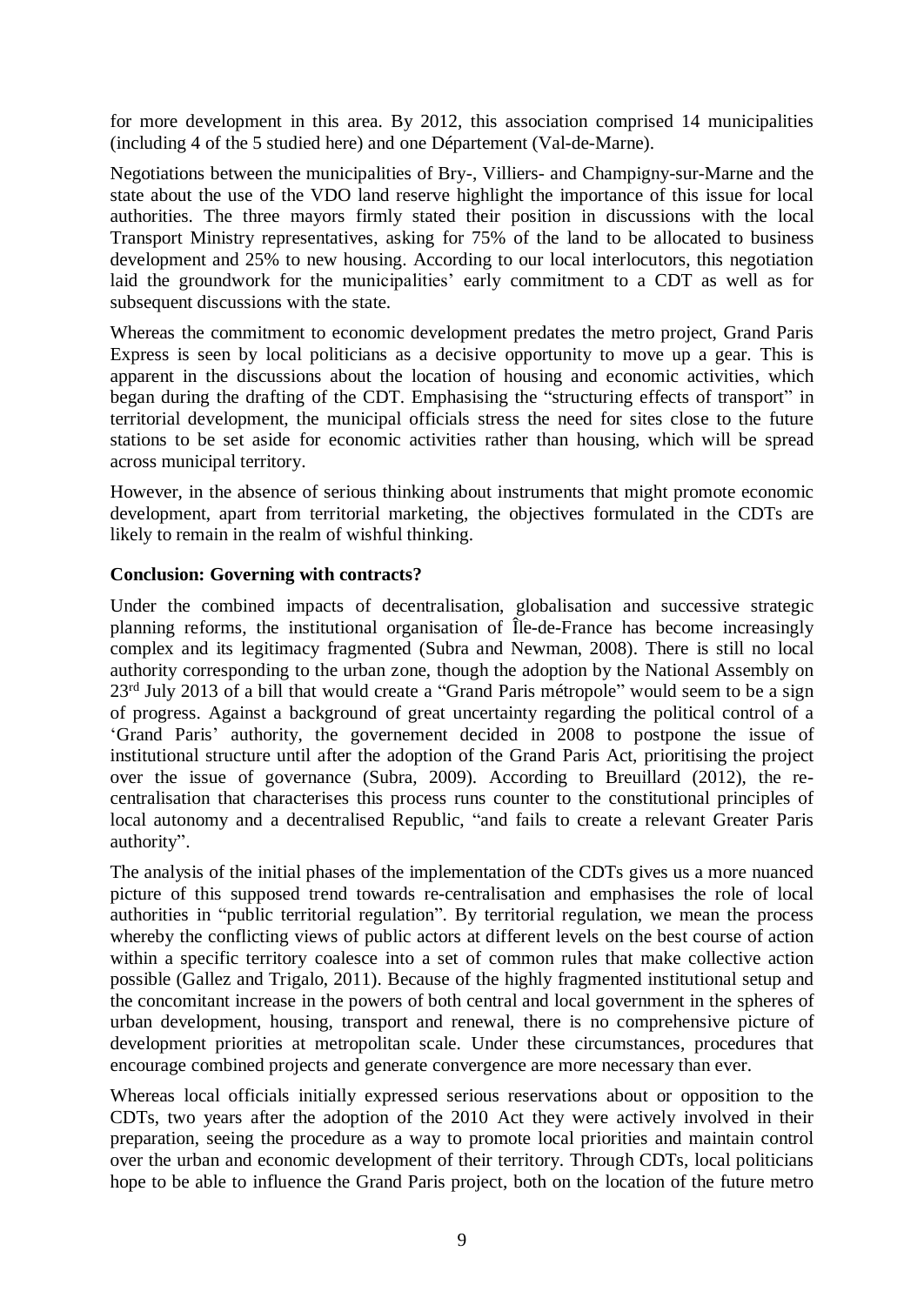for more development in this area. By 2012, this association comprised 14 municipalities (including 4 of the 5 studied here) and one Département (Val-de-Marne).

Negotiations between the municipalities of Bry-, Villiers- and Champigny-sur-Marne and the state about the use of the VDO land reserve highlight the importance of this issue for local authorities. The three mayors firmly stated their position in discussions with the local Transport Ministry representatives, asking for 75% of the land to be allocated to business development and 25% to new housing. According to our local interlocutors, this negotiation laid the groundwork for the municipalities' early commitment to a CDT as well as for subsequent discussions with the state.

Whereas the commitment to economic development predates the metro project, Grand Paris Express is seen by local politicians as a decisive opportunity to move up a gear. This is apparent in the discussions about the location of housing and economic activities, which began during the drafting of the CDT. Emphasising the "structuring effects of transport" in territorial development, the municipal officials stress the need for sites close to the future stations to be set aside for economic activities rather than housing, which will be spread across municipal territory.

However, in the absence of serious thinking about instruments that might promote economic development, apart from territorial marketing, the objectives formulated in the CDTs are likely to remain in the realm of wishful thinking.

**Conclusion: Governing with contracts?**

Under the combined impacts of decentralisation, globalisation and successive strategic planning reforms, the institutional organisation of Île-de-France has become increasingly complex and its legitimacy fragmented (Subra and Newman, 2008). There is still no local authority corresponding to the urban zone, though the adoption by the National Assembly on 23rd July 2013 of a bill that would create a "Grand Paris métropole" would seem to be a sign of progress. Against a background of great uncertainty regarding the political control of a 'Grand Paris' authority, the governement decided in 2008 to postpone the issue of institutional structure until after the adoption of the Grand Paris Act, prioritising the project over the issue of governance (Subra, 2009). According to Breuillard (2012), the re-centralisation that characterises this process runs counter to the constitutional principles of local autonomy and a decentralised Republic, "and fails to create a relevant Greater Paris authority".

The analysis of the initial phases of the implementation of the CDTs gives us a more nuanced picture of this supposed trend towards re-centralisation and emphasises the role of local authorities in "public territorial regulation". By territorial regulation, we mean the process whereby the conflicting views of public actors at different levels on the best course of action within a specific territory coalesce into a set of common rules that make collective action possible (Gallez and Trigalo, 2011). Because of the highly fragmented institutional setup and the concomitant increase in the powers of both central and local government in the spheres of urban development, housing, transport and renewal, there is no comprehensive picture of development priorities at metropolitan scale. Under these circumstances, procedures that encourage combined projects and generate convergence are more necessary than ever.

Whereas local officials initially expressed serious reservations about or opposition to the CDTs, two years after the adoption of the 2010 Act they were actively involved in their preparation, seeing the procedure as a way to promote local priorities and maintain control over the urban and economic development of their territory. Through CDTs, local politicians hope to be able to influence the Grand Paris project, both on the location of the future metro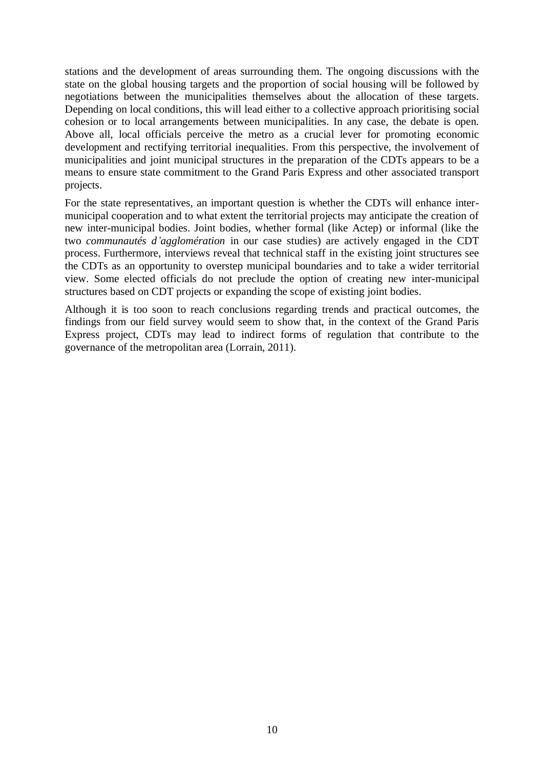stations and the development of areas surrounding them. The ongoing discussions with the state on the global housing targets and the proportion of social housing will be followed by negotiations between the municipalities themselves about the allocation of these targets. Depending on local conditions, this will lead either to a collective approach prioritising social cohesion or to local arrangements between municipalities. In any case, the debate is open. Above all, local officials perceive the metro as a crucial lever for promoting economic development and rectifying territorial inequalities. From this perspective, the involvement of municipalities and joint municipal structures in the preparation of the CDTs appears to be a means to ensure state commitment to the Grand Paris Express and other associated transport projects.

For the state representatives, an important question is whether the CDTs will enhance inter-municipal cooperation and to what extent the territorial projects may anticipate the creation of new inter-municipal bodies. Joint bodies, whether formal (like Actep) or informal (like the two *communautés d'agglomération* in our case studies) are actively engaged in the CDT process. Furthermore, interviews reveal that technical staff in the existing joint structures see the CDTs as an opportunity to overstep municipal boundaries and to take a wider territorial view. Some elected officials do not preclude the option of creating new inter-municipal structures based on CDT projects or expanding the scope of existing joint bodies.

Although it is too soon to reach conclusions regarding trends and practical outcomes, the findings from our field survey would seem to show that, in the context of the Grand Paris Express project, CDTs may lead to indirect forms of regulation that contribute to the governance of the metropolitan area (Lorrain, 2011).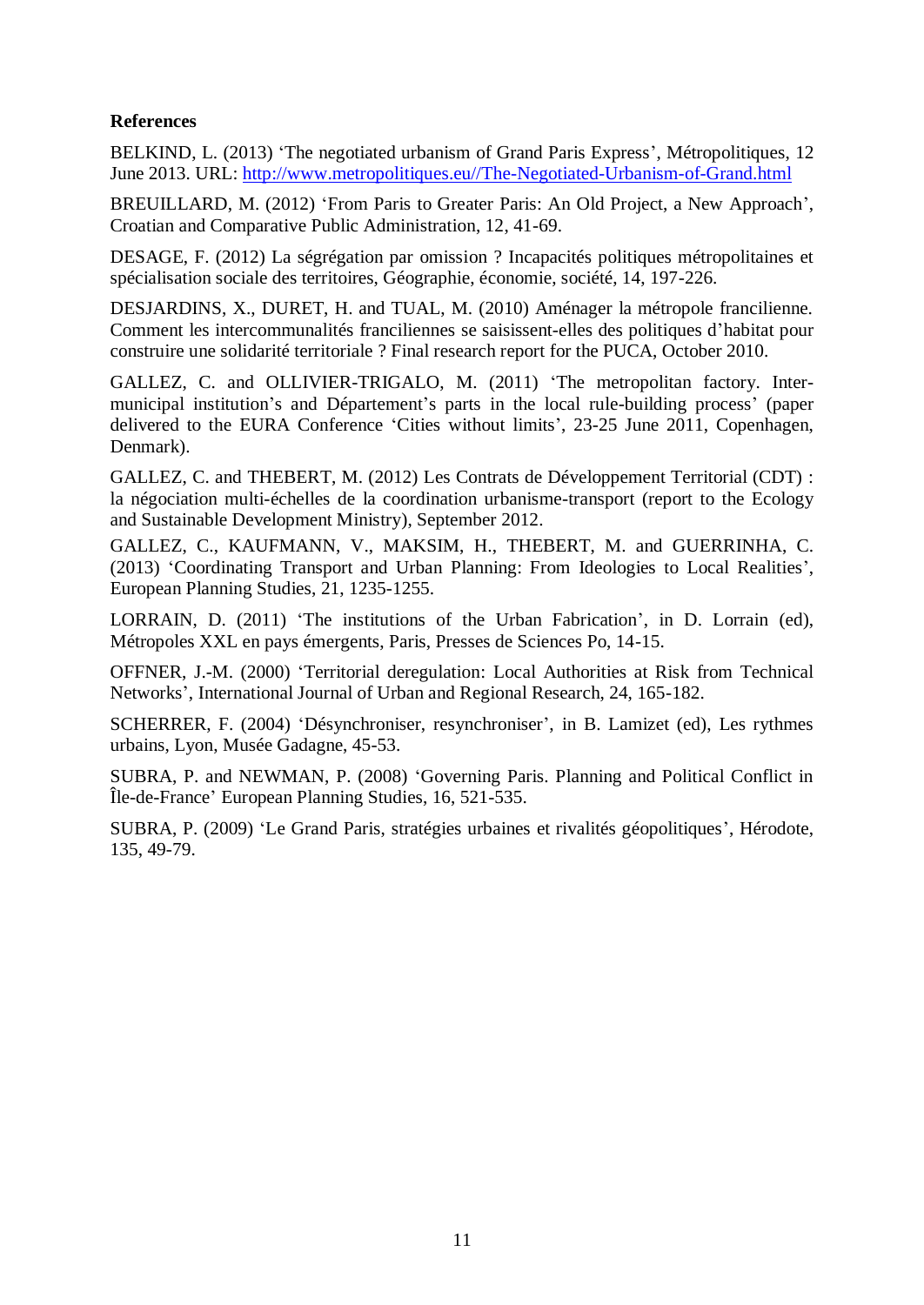**References**

BELKIND, L. (2013) 'The negotiated urbanism of Grand Paris Express', Métropolitiques, 12 June 2013. URL: [http://www.metropolitiques.eu//The-Negotiated-Urbanism-of-Grand.html](http://www.metropolitiques.eu//The-Negotiated-Urbanism-of-Grand.html)

BREUILLARD, M. (2012) 'From Paris to Greater Paris: An Old Project, a New Approach', Croatian and Comparative Public Administration, 12, 41-69.

DESAGE, F. (2012) La ségrégation par omission ? Incapacités politiques métropolitaines et spécialisation sociale des territoires, Géographie, économie, société, 14, 197-226.

DESJARDINS, X., DURET, H. and TUAL, M. (2010) Aménager la métropole francilienne. Comment les intercommunalités franciliennes se saisissent-elles des politiques d'habitat pour construire une solidarité territoriale ? Final research report for the PUCA, October 2010.

GALLEZ, C. and OLLIVIER-TRIGALO, M. (2011) 'The metropolitan factory. Inter-municipal institution's and Département's parts in the local rule-building process' (paper delivered to the EURA Conference 'Cities without limits', 23-25 June 2011, Copenhagen, Denmark).

GALLEZ, C. and THEBERT, M. (2012) Les Contrats de Développement Territorial (CDT) : la négociation multi-échelles de la coordination urbanisme-transport (report to the Ecology and Sustainable Development Ministry), September 2012.

GALLEZ, C., KAUFMANN, V., MAKSIM, H., THEBERT, M. and GUERRINHA, C. (2013) 'Coordinating Transport and Urban Planning: From Ideologies to Local Realities', European Planning Studies, 21, 1235-1255.

LORRAIN, D. (2011) 'The institutions of the Urban Fabrication', in D. Lorrain (ed), Métropoles XXL en pays émergents, Paris, Presses de Sciences Po, 14-15.

OFFNER, J.-M. (2000) 'Territorial deregulation: Local Authorities at Risk from Technical Networks', International Journal of Urban and Regional Research, 24, 165-182.

SCHERRER, F. (2004) 'Désynchroniser, resynchroniser', in B. Lamizet (ed), Les rythmes urbains, Lyon, Musée Gadagne, 45-53.

SUBRA, P. and NEWMAN, P. (2008) 'Governing Paris. Planning and Political Conflict in Île-de-France' European Planning Studies, 16, 521-535.

SUBRA, P. (2009) 'Le Grand Paris, stratégies urbaines et rivalités géopolitiques', Hérodote, 135, 49-79.